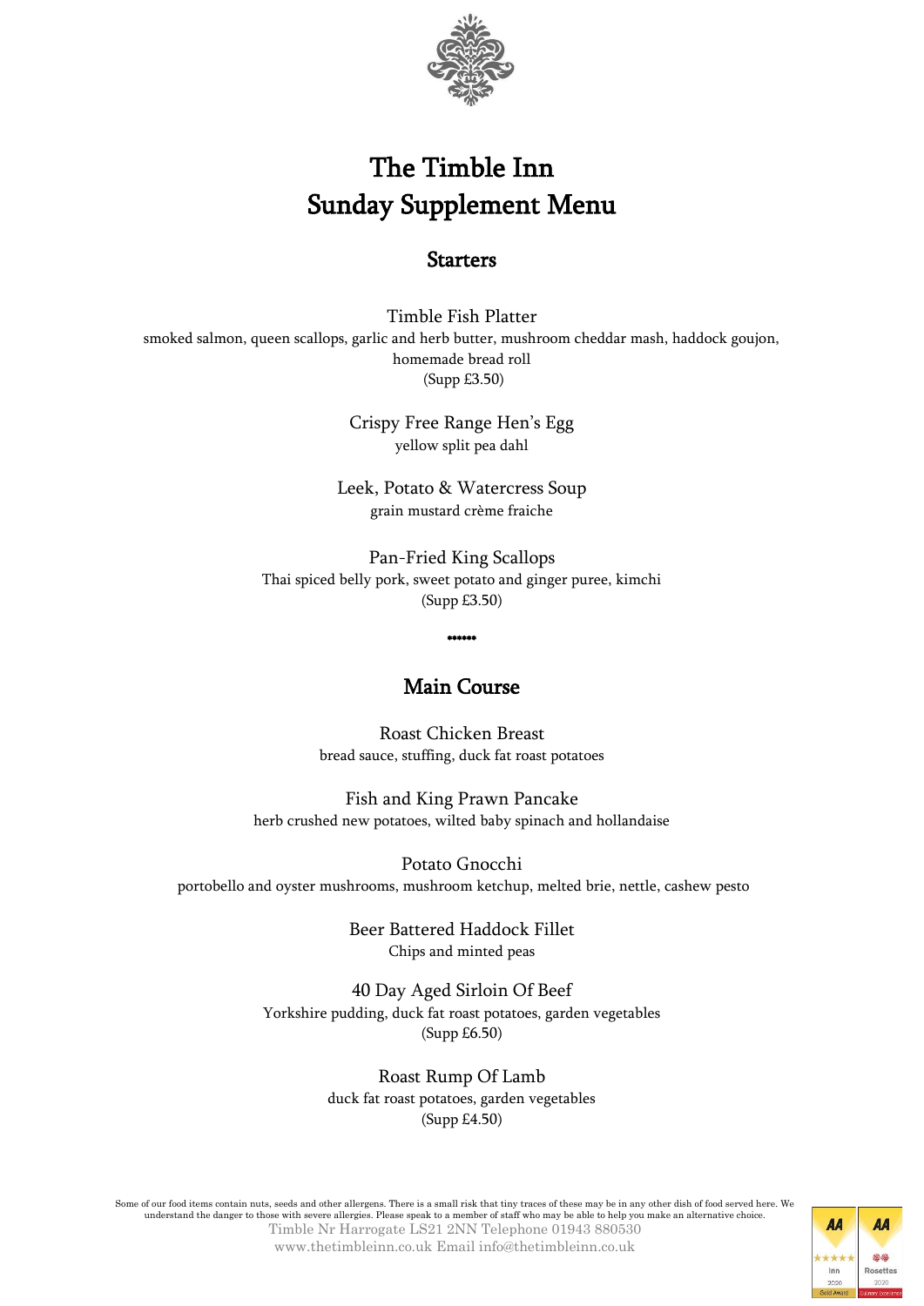# The Timble Inn
# Sunday Supplement Menu

## Starters

Timble Fish Platter
smoked salmon, queen scallops, garlic and herb butter, mushroom cheddar mash, haddock goujon, homemade bread roll
(Supp £3.50)

Crispy Free Range Hen's Egg
yellow split pea dahl

Leek, Potato & Watercress Soup
grain mustard crème fraiche

Pan-Fried King Scallops
Thai spiced belly pork, sweet potato and ginger puree, kimchi
(Supp £3.50)

\*\*\*\*\*\*

## Main Course

Roast Chicken Breast
bread sauce, stuffing, duck fat roast potatoes

Fish and King Prawn Pancake
herb crushed new potatoes, wilted baby spinach and hollandaise

Potato Gnocchi
portobello and oyster mushrooms, mushroom ketchup, melted brie, nettle, cashew pesto

Beer Battered Haddock Fillet
Chips and minted peas

40 Day Aged Sirloin Of Beef
Yorkshire pudding, duck fat roast potatoes, garden vegetables
(Supp £6.50)

Roast Rump Of Lamb
duck fat roast potatoes, garden vegetables
(Supp £4.50)

Some of our food items contain nuts, seeds and other allergens. There is a small risk that tiny traces of these may be in any other dish of food served here. We understand the danger to those with severe allergies. Please speak to a member of staff who may be able to help you make an alternative choice.

Timble Nr Harrogate LS21 2NN Telephone 01943 880530
www.thetimbleinn.co.uk Email info@thetimbleinn.co.uk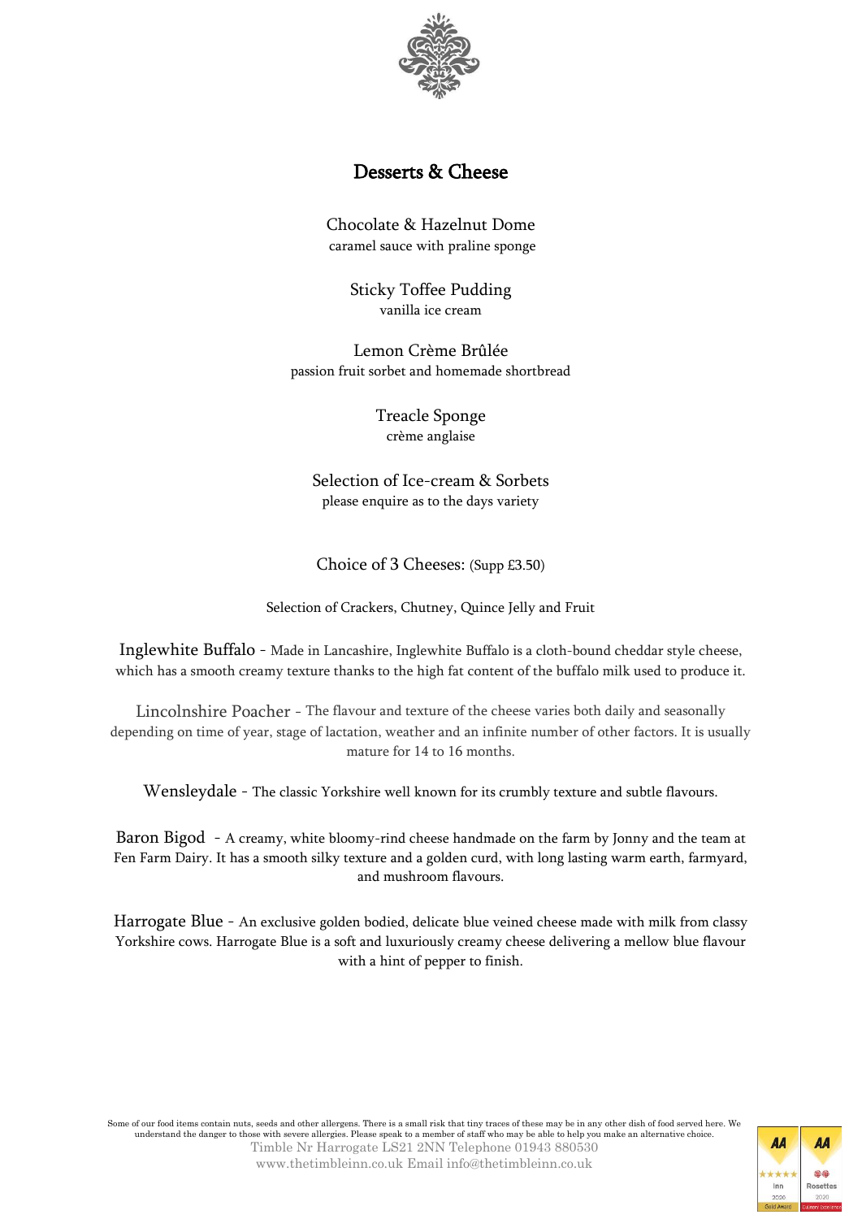# Desserts & Cheese

Chocolate & Hazelnut Dome
caramel sauce with praline sponge

Sticky Toffee Pudding
vanilla ice cream

Lemon Crème Brûlée
passion fruit sorbet and homemade shortbread

Treacle Sponge
crème anglaise

Selection of Ice-cream & Sorbets
please enquire as to the days variety

## Choice of 3 Cheeses: (Supp £3.50)

Selection of Crackers, Chutney, Quince Jelly and Fruit

Inglewhite Buffalo - Made in Lancashire, Inglewhite Buffalo is a cloth-bound cheddar style cheese, which has a smooth creamy texture thanks to the high fat content of the buffalo milk used to produce it.

Lincolnshire Poacher - The flavour and texture of the cheese varies both daily and seasonally depending on time of year, stage of lactation, weather and an infinite number of other factors. It is usually mature for 14 to 16 months.

Wensleydale - The classic Yorkshire well known for its crumbly texture and subtle flavours.

Baron Bigod - A creamy, white bloomy-rind cheese handmade on the farm by Jonny and the team at Fen Farm Dairy. It has a smooth silky texture and a golden curd, with long lasting warm earth, farmyard, and mushroom flavours.

Harrogate Blue - An exclusive golden bodied, delicate blue veined cheese made with milk from classy Yorkshire cows. Harrogate Blue is a soft and luxuriously creamy cheese delivering a mellow blue flavour with a hint of pepper to finish.

Some of our food items contain nuts, seeds and other allergens. There is a small risk that tiny traces of these may be in any other dish of food served here. We understand the danger to those with severe allergies. Please speak to a member of staff who may be able to help you make an alternative choice.

Timble Nr Harrogate LS21 2NN Telephone 01943 880530
www.thetimbleinn.co.uk Email info@thetimbleinn.co.uk